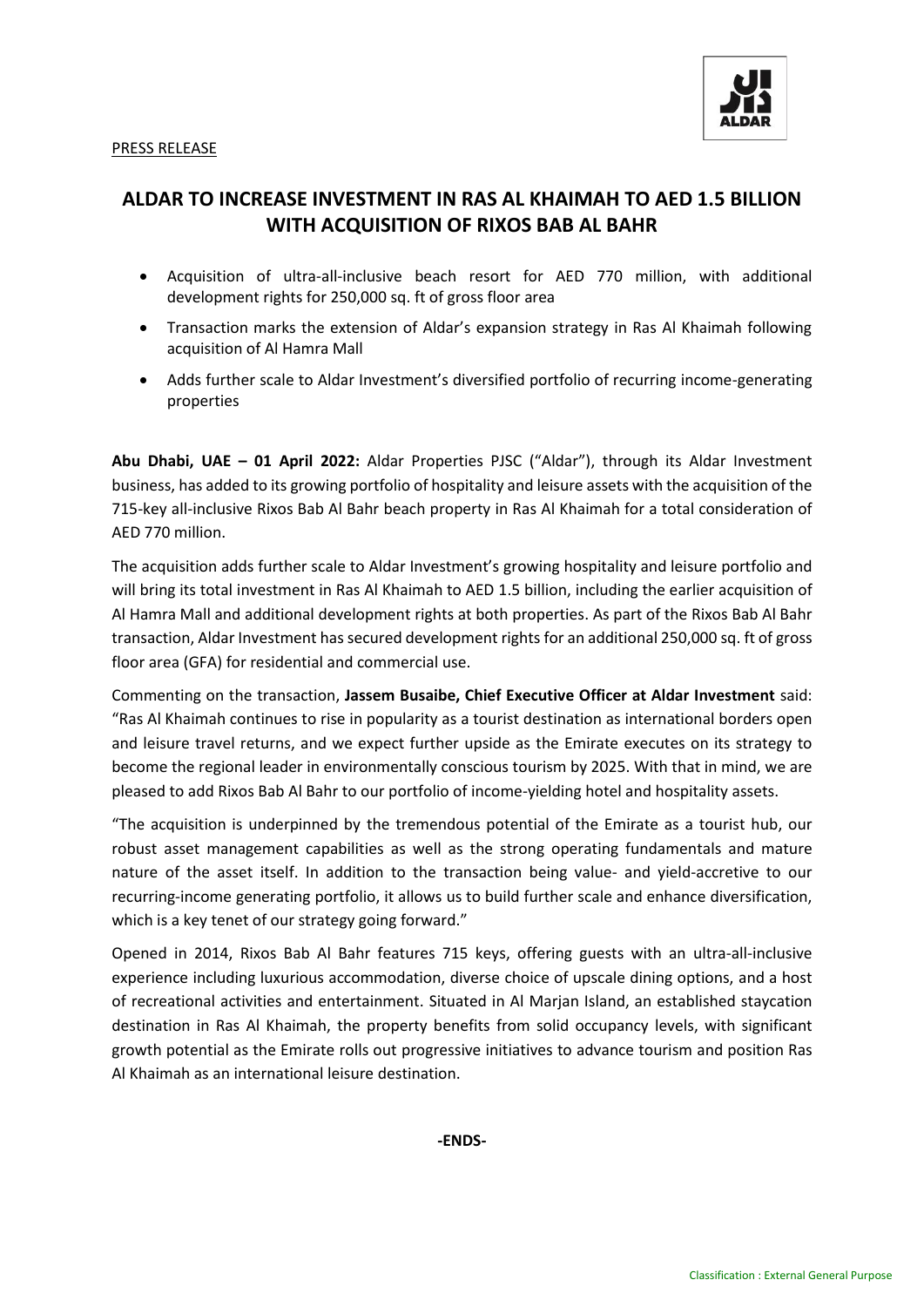PRESS RELEASE

# ALDAR TO INCREASE INVESTMENT IN RAS AL KHAIMAH TO AED 1.5 BILLION WITH ACQUISITION OF RIXOS BAB AL BAHR

- Acquisition of ultra-all-inclusive beach resort for AED 770 million, with additional development rights for 250,000 sq. ft of gross floor area
- Transaction marks the extension of Aldar's expansion strategy in Ras Al Khaimah following acquisition of Al Hamra Mall
- Adds further scale to Aldar Investment's diversified portfolio of recurring income-generating properties

**Abu Dhabi, UAE – 01 April 2022:** Aldar Properties PJSC ("Aldar"), through its Aldar Investment business, has added to its growing portfolio of hospitality and leisure assets with the acquisition of the 715-key all-inclusive Rixos Bab Al Bahr beach property in Ras Al Khaimah for a total consideration of AED 770 million.

The acquisition adds further scale to Aldar Investment's growing hospitality and leisure portfolio and will bring its total investment in Ras Al Khaimah to AED 1.5 billion, including the earlier acquisition of Al Hamra Mall and additional development rights at both properties. As part of the Rixos Bab Al Bahr transaction, Aldar Investment has secured development rights for an additional 250,000 sq. ft of gross floor area (GFA) for residential and commercial use.

Commenting on the transaction, **Jassem Busaibe, Chief Executive Officer at Aldar Investment** said: "Ras Al Khaimah continues to rise in popularity as a tourist destination as international borders open and leisure travel returns, and we expect further upside as the Emirate executes on its strategy to become the regional leader in environmentally conscious tourism by 2025. With that in mind, we are pleased to add Rixos Bab Al Bahr to our portfolio of income-yielding hotel and hospitality assets.

"The acquisition is underpinned by the tremendous potential of the Emirate as a tourist hub, our robust asset management capabilities as well as the strong operating fundamentals and mature nature of the asset itself. In addition to the transaction being value- and yield-accretive to our recurring-income generating portfolio, it allows us to build further scale and enhance diversification, which is a key tenet of our strategy going forward."

Opened in 2014, Rixos Bab Al Bahr features 715 keys, offering guests with an ultra-all-inclusive experience including luxurious accommodation, diverse choice of upscale dining options, and a host of recreational activities and entertainment. Situated in Al Marjan Island, an established staycation destination in Ras Al Khaimah, the property benefits from solid occupancy levels, with significant growth potential as the Emirate rolls out progressive initiatives to advance tourism and position Ras Al Khaimah as an international leisure destination.

**-ENDS-**

Classification : External General Purpose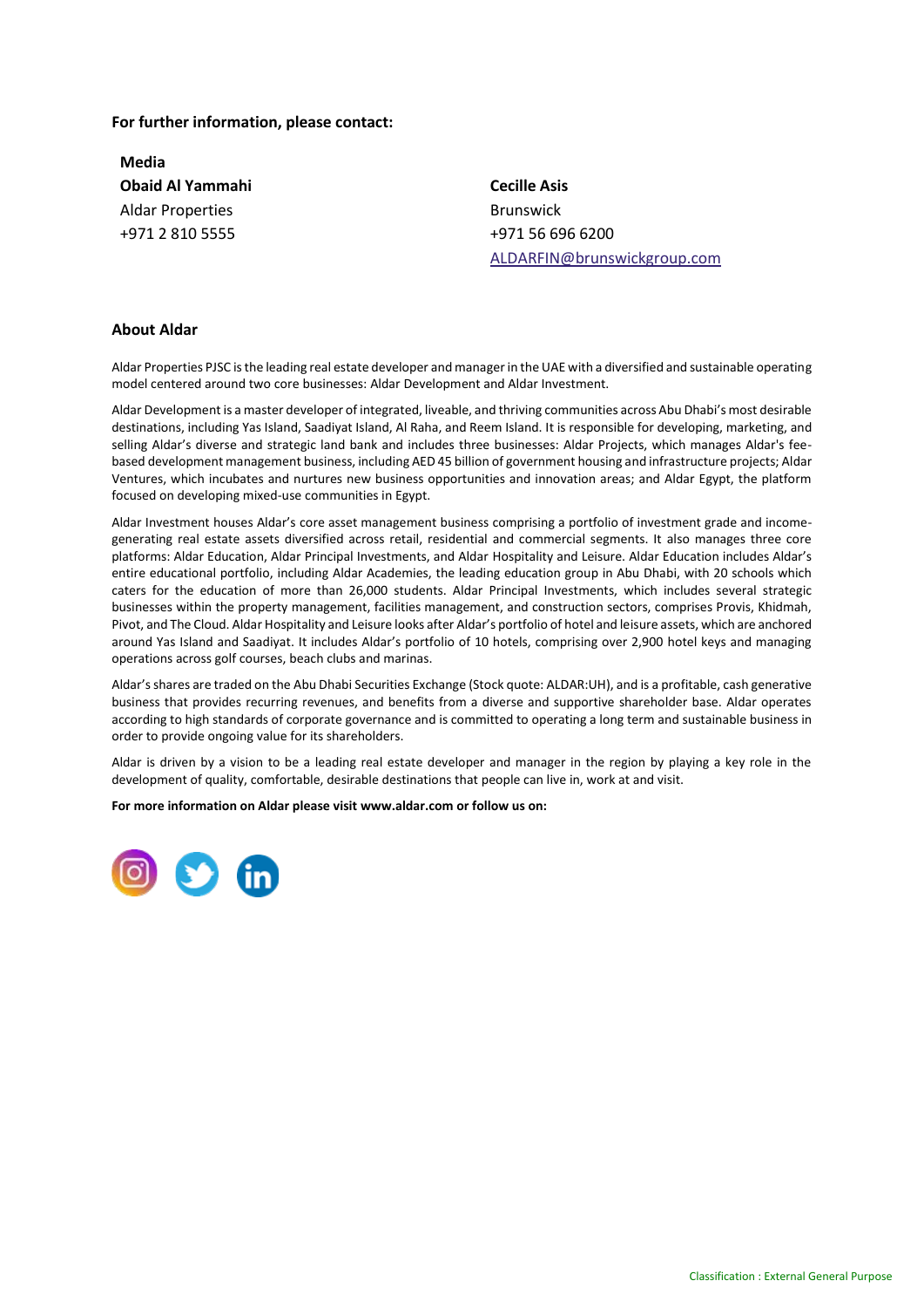**For further information, please contact:**

**Media**

**Obaid Al Yammahi**
Aldar Properties
+971 2 810 5555

**Cecille Asis**
Brunswick
+971 56 696 6200
ALDARFIN@brunswickgroup.com

**About Aldar**

Aldar Properties PJSC is the leading real estate developer and manager in the UAE with a diversified and sustainable operating model centered around two core businesses: Aldar Development and Aldar Investment.

Aldar Development is a master developer of integrated, liveable, and thriving communities across Abu Dhabi's most desirable destinations, including Yas Island, Saadiyat Island, Al Raha, and Reem Island. It is responsible for developing, marketing, and selling Aldar's diverse and strategic land bank and includes three businesses: Aldar Projects, which manages Aldar's fee-based development management business, including AED 45 billion of government housing and infrastructure projects; Aldar Ventures, which incubates and nurtures new business opportunities and innovation areas; and Aldar Egypt, the platform focused on developing mixed-use communities in Egypt.

Aldar Investment houses Aldar's core asset management business comprising a portfolio of investment grade and income-generating real estate assets diversified across retail, residential and commercial segments. It also manages three core platforms: Aldar Education, Aldar Principal Investments, and Aldar Hospitality and Leisure. Aldar Education includes Aldar's entire educational portfolio, including Aldar Academies, the leading education group in Abu Dhabi, with 20 schools which caters for the education of more than 26,000 students. Aldar Principal Investments, which includes several strategic businesses within the property management, facilities management, and construction sectors, comprises Provis, Khidmah, Pivot, and The Cloud. Aldar Hospitality and Leisure looks after Aldar's portfolio of hotel and leisure assets, which are anchored around Yas Island and Saadiyat. It includes Aldar's portfolio of 10 hotels, comprising over 2,900 hotel keys and managing operations across golf courses, beach clubs and marinas.

Aldar's shares are traded on the Abu Dhabi Securities Exchange (Stock quote: ALDAR:UH), and is a profitable, cash generative business that provides recurring revenues, and benefits from a diverse and supportive shareholder base. Aldar operates according to high standards of corporate governance and is committed to operating a long term and sustainable business in order to provide ongoing value for its shareholders.

Aldar is driven by a vision to be a leading real estate developer and manager in the region by playing a key role in the development of quality, comfortable, desirable destinations that people can live in, work at and visit.

**For more information on Aldar please visit www.aldar.com or follow us on:**

Classification : External General Purpose